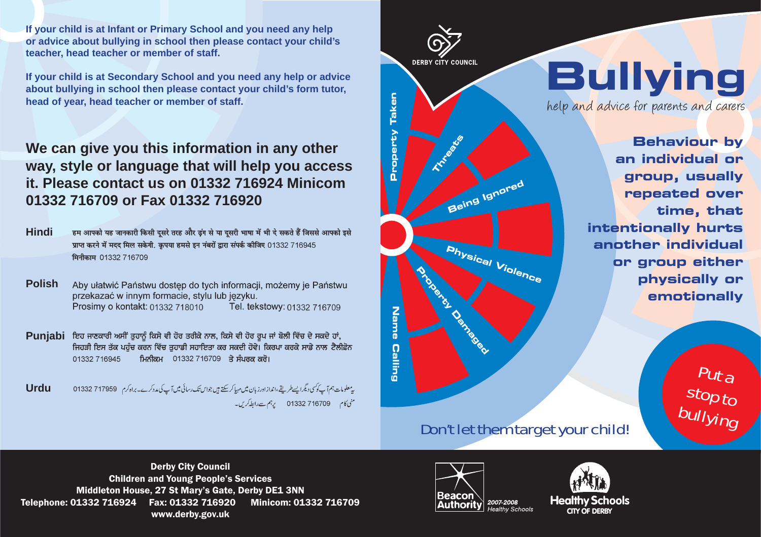If your child is at Infant or Primary School and you need any help or advice about bullying in school then please contact your child's teacher, head teacher or member of staff.

If your child is at Secondary School and you need any help or advice about bullying in school then please contact your child's form tutor, head of year, head teacher or member of staff.

## We can give you this information in any other way, style or language that will help you access it. Please contact us on 01332 716924 Minicom 01332 716709 or Fax 01332 716920

**Hindi** हम आपको यह जानकारी किसी दूसरे तरह और ढंग से या दूसरी भाषा में भी दे सकते हैं जिससे आपको इसे प्राप्त करने में मदद मिल सकेगी. कृपया हमसे इन नंबरों द्वारा संपर्क कीजिए 01332 716945 मिनीकाम 01332 716709

**Polish** Aby ułatwić Państwu dostęp do tych informacji, możemy je Państwu przekazać w innym formacie, stylu lub języku. Prosimy o kontakt: 01332 718010 Tel. tekstowy: 01332 716709

**Punjabi** ਇਹ ਜਾਣਕਾਰੀ ਅਸੀਂ ਤੁਹਾਨੂੰ ਕਿਸੇ ਵੀ ਹੋਰ ਤਰੀਕੇ ਨਾਲ, ਕਿਸੇ ਵੀ ਹੋਰ ਰੂਪ ਜਾਂ ਬੋਲੀ ਵਿੱਚ ਦੇ ਸਕਦੇ ਹਾਂ, ਜਿਹੜੀ ਇਸ ਤੱਕ ਪਹੁੰਚ ਕਰਨ ਵਿੱਚ ਤੁਹਾਡੀ ਸਹਾਇਤਾ ਕਰ ਸਕਦੀ ਹੋਵੇ। ਕਿਰਪਾ ਕਰਕੇ ਸਾਡੇ ਨਾਲ ਟੈਲੀਫ਼ੋਨ 01332 716945 ਮਿਨੀਕਮ 01332 716709 ਤੇ ਸੰਪਰਕ ਕਰੋ।

**Urdu** یہ معلومات ہم آپ کو کسی دیگر ایسے طریقے، انداز اور زبان میں مہیا کر سکتے ہیں جو اس تک رسائی میں آپ کی مدد کرے۔ براہ کرم 01332 717959 منی کام 01332 716709 پر ہم سے رابطہ کریں۔

DERBY CITY COUNCIL

# Bullying

help and advice for parents and carers

- Property Taken
- Threats
- Being Ignored
- Physical Violence
- Property Damaged
- Name Calling

**Behaviour by an individual or group, usually repeated over time, that intentionally hurts another individual or group either physically or emotionally**

Put a stop to bullying

Don't let them target your child!

**Derby City Council**
**Children and Young People's Services**
**Middleton House, 27 St Mary's Gate, Derby DE1 3NN**
**Telephone: 01332 716924 Fax: 01332 716920 Minicom: 01332 716709**
**www.derby.gov.uk**

Beacon Authority 2007-2008 Healthy Schools

Healthy Schools CITY OF DERBY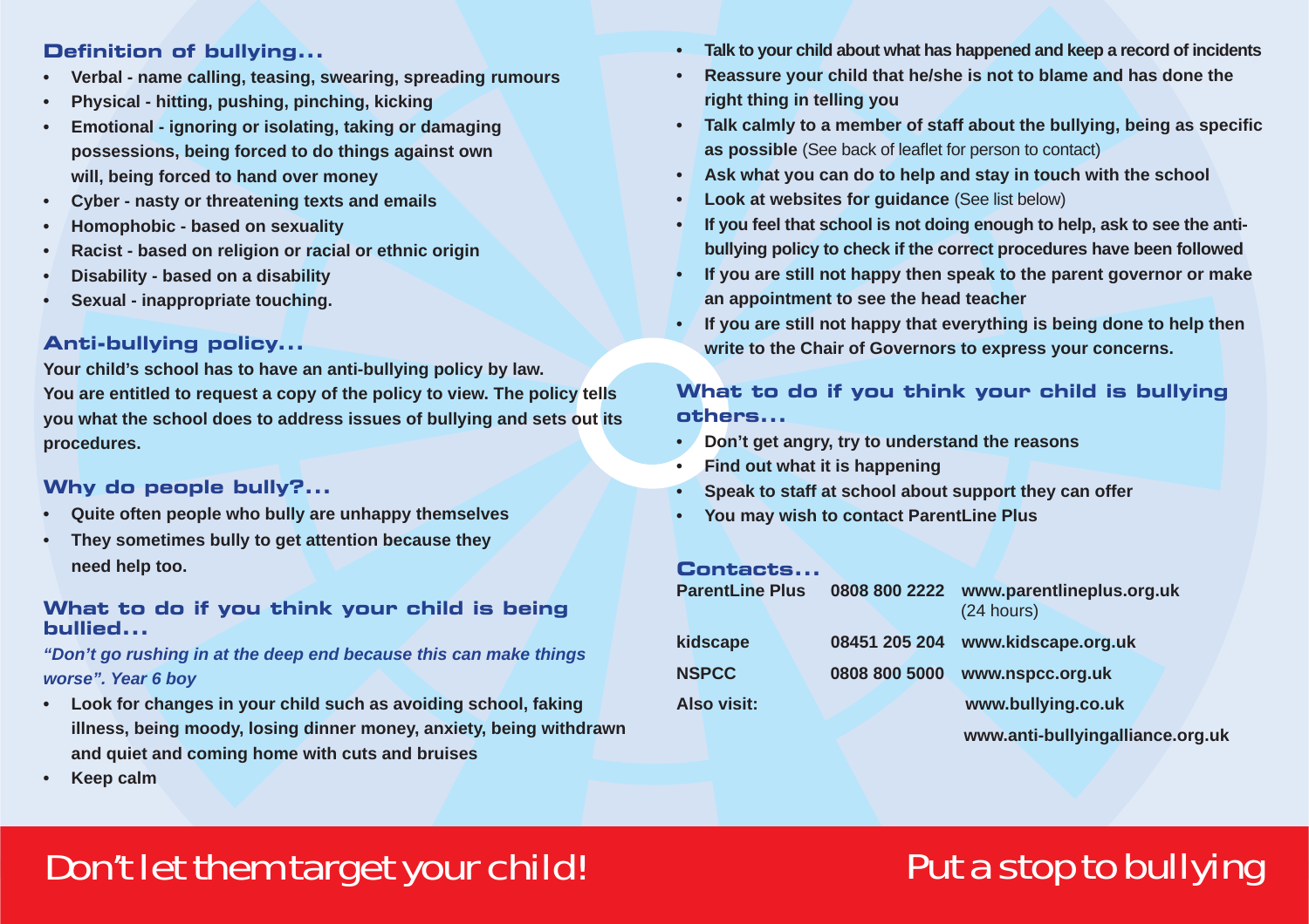## Definition of bullying...

- **Verbal - name calling, teasing, swearing, spreading rumours**
- **Physical - hitting, pushing, pinching, kicking**
- **Emotional - ignoring or isolating, taking or damaging possessions, being forced to do things against own will, being forced to hand over money**
- **Cyber - nasty or threatening texts and emails**
- **Homophobic - based on sexuality**
- **Racist - based on religion or racial or ethnic origin**
- **Disability - based on a disability**
- **Sexual - inappropriate touching.**

## Anti-bullying policy...

**Your child's school has to have an anti-bullying policy by law. You are entitled to request a copy of the policy to view. The policy tells you what the school does to address issues of bullying and sets out its procedures.**

## Why do people bully?...

- **Quite often people who bully are unhappy themselves**
- **They sometimes bully to get attention because they need help too.**

## What to do if you think your child is being bullied...

*"Don't go rushing in at the deep end because this can make things worse". Year 6 boy*

- **Look for changes in your child such as avoiding school, faking illness, being moody, losing dinner money, anxiety, being withdrawn and quiet and coming home with cuts and bruises**
- **Keep calm**
- **Talk to your child about what has happened and keep a record of incidents**
- **Reassure your child that he/she is not to blame and has done the right thing in telling you**
- **Talk calmly to a member of staff about the bullying, being as specific as possible** (See back of leaflet for person to contact)
- **Ask what you can do to help and stay in touch with the school**
- **Look at websites for guidance** (See list below)
- **If you feel that school is not doing enough to help, ask to see the anti-bullying policy to check if the correct procedures have been followed**
- **If you are still not happy then speak to the parent governor or make an appointment to see the head teacher**
- **If you are still not happy that everything is being done to help then write to the Chair of Governors to express your concerns.**

## What to do if you think your child is bullying others...

- **Don't get angry, try to understand the reasons**
- **Find out what it is happening**
- **Speak to staff at school about support they can offer**
- **You may wish to contact ParentLine Plus**

## Contacts...

| | | |
|---|---|---|
| **ParentLine Plus** | **0808 800 2222** | **www.parentlineplus.org.uk** (24 hours) |
| **kidscape** | **08451 205 204** | **www.kidscape.org.uk** |
| **NSPCC** | **0808 800 5000** | **www.nspcc.org.uk** |
| **Also visit:** | | **www.bullying.co.uk** |
| | | **www.anti-bullyingalliance.org.uk** |

Don't let them target your child! Put a stop to bullying